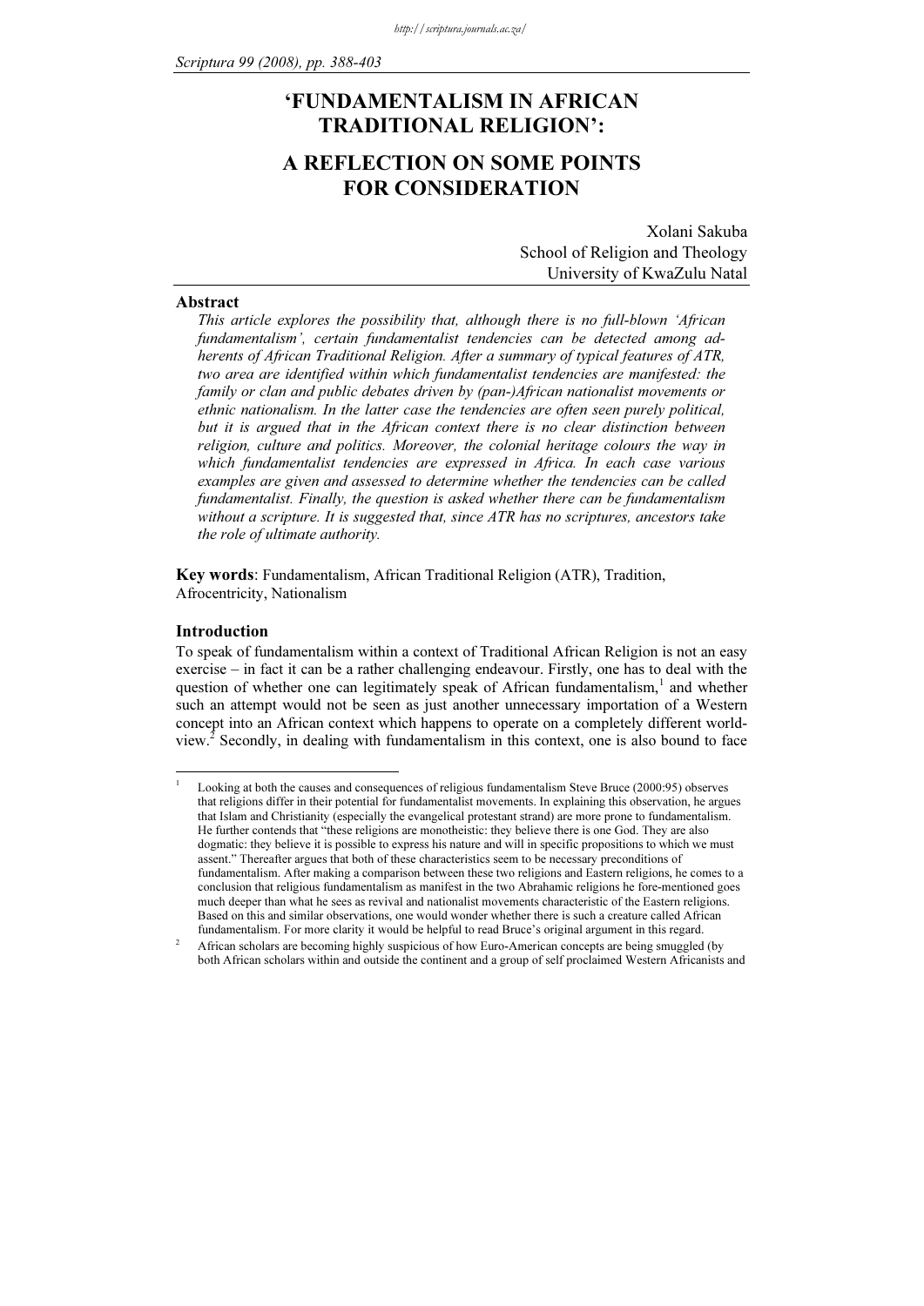# 'FUNDAMENTALISM IN AFRICAN TRADITIONAL RELIGION':

# A REFLECTION ON SOME POINTS FOR CONSIDERATION

Xolani Sakuba
School of Religion and Theology
University of KwaZulu Natal

## Abstract

*This article explores the possibility that, although there is no full-blown 'African fundamentalism', certain fundamentalist tendencies can be detected among adherents of African Traditional Religion. After a summary of typical features of ATR, two area are identified within which fundamentalist tendencies are manifested: the family or clan and public debates driven by (pan-)African nationalist movements or ethnic nationalism. In the latter case the tendencies are often seen purely political, but it is argued that in the African context there is no clear distinction between religion, culture and politics. Moreover, the colonial heritage colours the way in which fundamentalist tendencies are expressed in Africa. In each case various examples are given and assessed to determine whether the tendencies can be called fundamentalist. Finally, the question is asked whether there can be fundamentalism without a scripture. It is suggested that, since ATR has no scriptures, ancestors take the role of ultimate authority.*

**Key words**: Fundamentalism, African Traditional Religion (ATR), Tradition, Afrocentricity, Nationalism

## Introduction

To speak of fundamentalism within a context of Traditional African Religion is not an easy exercise – in fact it can be a rather challenging endeavour. Firstly, one has to deal with the question of whether one can legitimately speak of African fundamentalism,[1] and whether such an attempt would not be seen as just another unnecessary importation of a Western concept into an African context which happens to operate on a completely different world-view.[2] Secondly, in dealing with fundamentalism in this context, one is also bound to face

---

[1] Looking at both the causes and consequences of religious fundamentalism Steve Bruce (2000:95) observes that religions differ in their potential for fundamentalist movements. In explaining this observation, he argues that Islam and Christianity (especially the evangelical protestant strand) are more prone to fundamentalism. He further contends that "these religions are monotheistic: they believe there is one God. They are also dogmatic: they believe it is possible to express his nature and will in specific propositions to which we must assent." Thereafter argues that both of these characteristics seem to be necessary preconditions of fundamentalism. After making a comparison between these two religions and Eastern religions, he comes to a conclusion that religious fundamentalism as manifest in the two Abrahamic religions he fore-mentioned goes much deeper than what he sees as revival and nationalist movements characteristic of the Eastern religions. Based on this and similar observations, one would wonder whether there is such a creature called African fundamentalism. For more clarity it would be helpful to read Bruce's original argument in this regard.

[2] African scholars are becoming highly suspicious of how Euro-American concepts are being smuggled (by both African scholars within and outside the continent and a group of self proclaimed Western Africanists and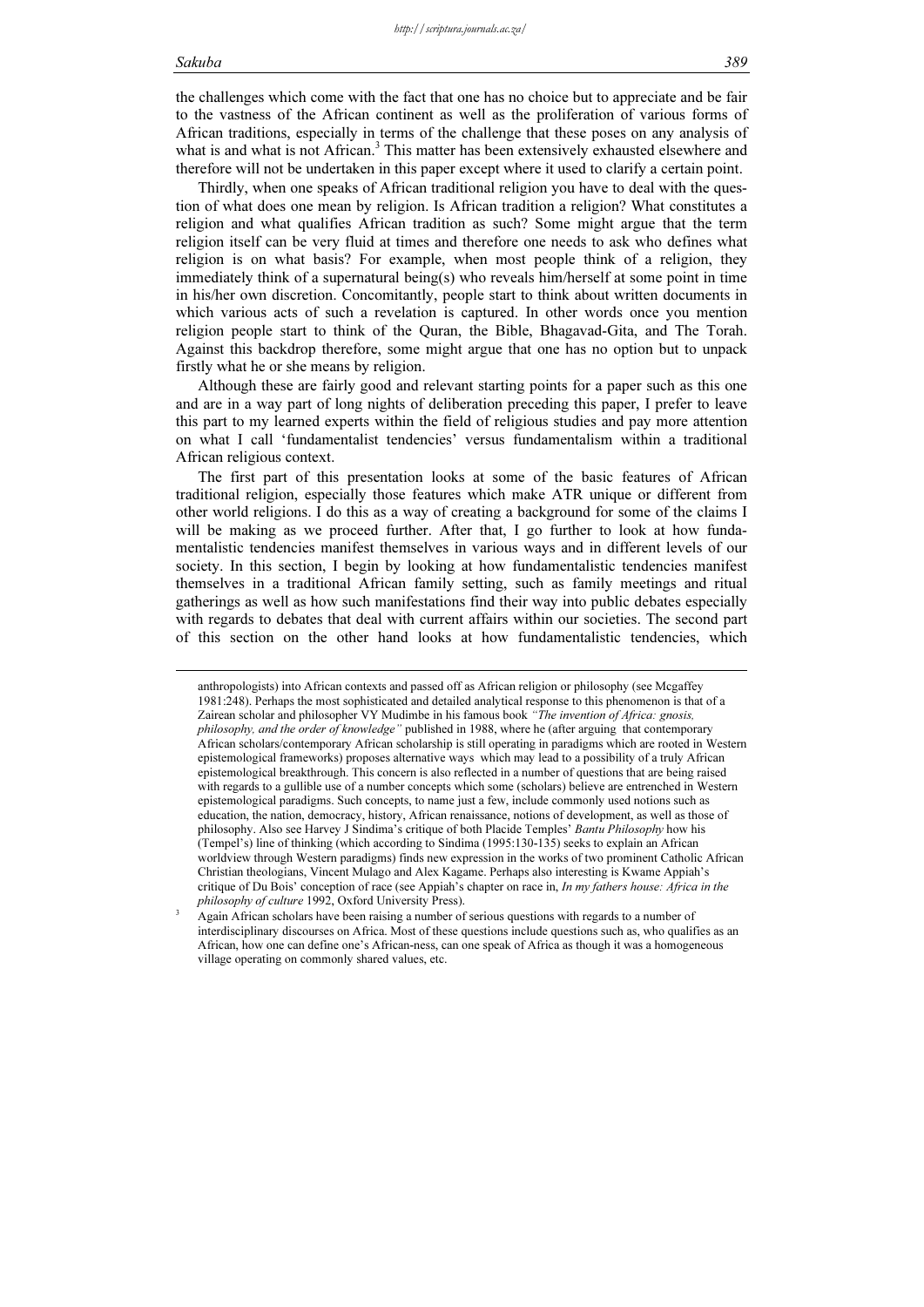the challenges which come with the fact that one has no choice but to appreciate and be fair to the vastness of the African continent as well as the proliferation of various forms of African traditions, especially in terms of the challenge that these poses on any analysis of what is and what is not African.[3] This matter has been extensively exhausted elsewhere and therefore will not be undertaken in this paper except where it used to clarify a certain point.

Thirdly, when one speaks of African traditional religion you have to deal with the question of what does one mean by religion. Is African tradition a religion? What constitutes a religion and what qualifies African tradition as such? Some might argue that the term religion itself can be very fluid at times and therefore one needs to ask who defines what religion is on what basis? For example, when most people think of a religion, they immediately think of a supernatural being(s) who reveals him/herself at some point in time in his/her own discretion. Concomitantly, people start to think about written documents in which various acts of such a revelation is captured. In other words once you mention religion people start to think of the Quran, the Bible, Bhagavad-Gita, and The Torah. Against this backdrop therefore, some might argue that one has no option but to unpack firstly what he or she means by religion.

Although these are fairly good and relevant starting points for a paper such as this one and are in a way part of long nights of deliberation preceding this paper, I prefer to leave this part to my learned experts within the field of religious studies and pay more attention on what I call 'fundamentalist tendencies' versus fundamentalism within a traditional African religious context.

The first part of this presentation looks at some of the basic features of African traditional religion, especially those features which make ATR unique or different from other world religions. I do this as a way of creating a background for some of the claims I will be making as we proceed further. After that, I go further to look at how fundamentalistic tendencies manifest themselves in various ways and in different levels of our society. In this section, I begin by looking at how fundamentalistic tendencies manifest themselves in a traditional African family setting, such as family meetings and ritual gatherings as well as how such manifestations find their way into public debates especially with regards to debates that deal with current affairs within our societies. The second part of this section on the other hand looks at how fundamentalistic tendencies, which

anthropologists) into African contexts and passed off as African religion or philosophy (see Mcgaffey 1981:248). Perhaps the most sophisticated and detailed analytical response to this phenomenon is that of a Zairean scholar and philosopher VY Mudimbe in his famous book *"The invention of Africa: gnosis, philosophy, and the order of knowledge"* published in 1988, where he (after arguing that contemporary African scholars/contemporary African scholarship is still operating in paradigms which are rooted in Western epistemological frameworks) proposes alternative ways which may lead to a possibility of a truly African epistemological breakthrough. This concern is also reflected in a number of questions that are being raised with regards to a gullible use of a number concepts which some (scholars) believe are entrenched in Western epistemological paradigms. Such concepts, to name just a few, include commonly used notions such as education, the nation, democracy, history, African renaissance, notions of development, as well as those of philosophy. Also see Harvey J Sindima's critique of both Placide Temples' *Bantu Philosophy* how his (Tempel's) line of thinking (which according to Sindima (1995:130-135) seeks to explain an African worldview through Western paradigms) finds new expression in the works of two prominent Catholic African Christian theologians, Vincent Mulago and Alex Kagame. Perhaps also interesting is Kwame Appiah's critique of Du Bois' conception of race (see Appiah's chapter on race in, *In my fathers house: Africa in the philosophy of culture* 1992, Oxford University Press).

[3] Again African scholars have been raising a number of serious questions with regards to a number of interdisciplinary discourses on Africa. Most of these questions include questions such as, who qualifies as an African, how one can define one's African-ness, can one speak of Africa as though it was a homogeneous village operating on commonly shared values, etc.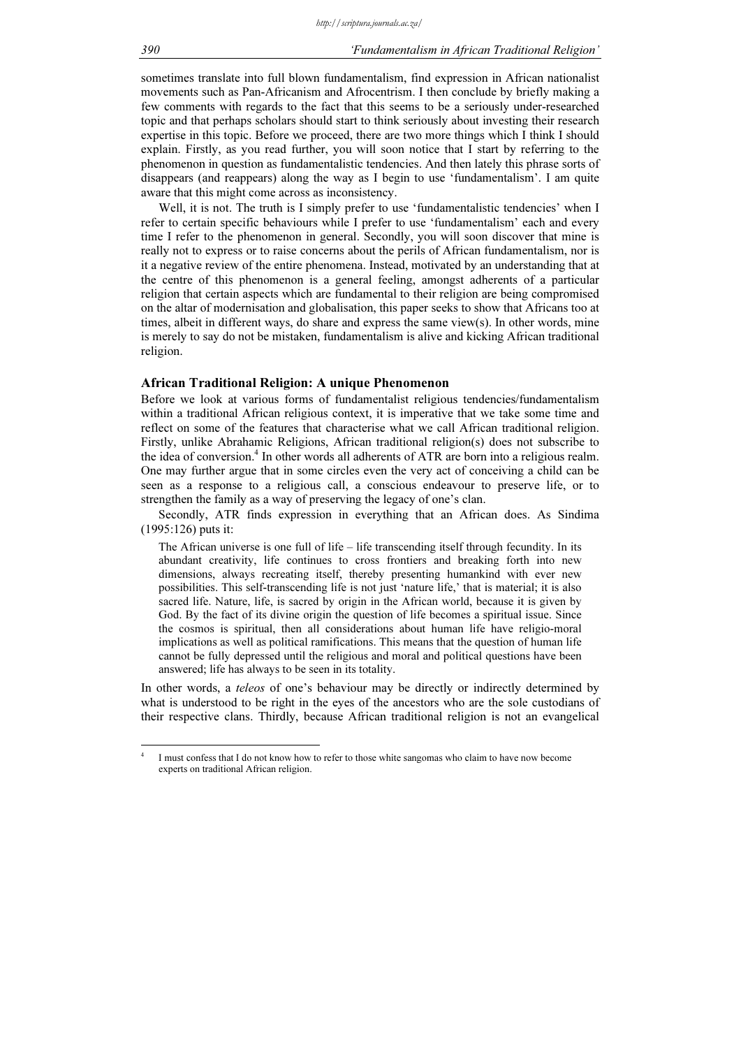sometimes translate into full blown fundamentalism, find expression in African nationalist movements such as Pan-Africanism and Afrocentrism. I then conclude by briefly making a few comments with regards to the fact that this seems to be a seriously under-researched topic and that perhaps scholars should start to think seriously about investing their research expertise in this topic. Before we proceed, there are two more things which I think I should explain. Firstly, as you read further, you will soon notice that I start by referring to the phenomenon in question as fundamentalistic tendencies. And then lately this phrase sorts of disappears (and reappears) along the way as I begin to use 'fundamentalism'. I am quite aware that this might come across as inconsistency.

Well, it is not. The truth is I simply prefer to use 'fundamentalistic tendencies' when I refer to certain specific behaviours while I prefer to use 'fundamentalism' each and every time I refer to the phenomenon in general. Secondly, you will soon discover that mine is really not to express or to raise concerns about the perils of African fundamentalism, nor is it a negative review of the entire phenomena. Instead, motivated by an understanding that at the centre of this phenomenon is a general feeling, amongst adherents of a particular religion that certain aspects which are fundamental to their religion are being compromised on the altar of modernisation and globalisation, this paper seeks to show that Africans too at times, albeit in different ways, do share and express the same view(s). In other words, mine is merely to say do not be mistaken, fundamentalism is alive and kicking African traditional religion.

## African Traditional Religion: A unique Phenomenon

Before we look at various forms of fundamentalist religious tendencies/fundamentalism within a traditional African religious context, it is imperative that we take some time and reflect on some of the features that characterise what we call African traditional religion. Firstly, unlike Abrahamic Religions, African traditional religion(s) does not subscribe to the idea of conversion.[4] In other words all adherents of ATR are born into a religious realm. One may further argue that in some circles even the very act of conceiving a child can be seen as a response to a religious call, a conscious endeavour to preserve life, or to strengthen the family as a way of preserving the legacy of one's clan.

Secondly, ATR finds expression in everything that an African does. As Sindima (1995:126) puts it:

> The African universe is one full of life – life transcending itself through fecundity. In its abundant creativity, life continues to cross frontiers and breaking forth into new dimensions, always recreating itself, thereby presenting humankind with ever new possibilities. This self-transcending life is not just 'nature life,' that is material; it is also sacred life. Nature, life, is sacred by origin in the African world, because it is given by God. By the fact of its divine origin the question of life becomes a spiritual issue. Since the cosmos is spiritual, then all considerations about human life have religio-moral implications as well as political ramifications. This means that the question of human life cannot be fully depressed until the religious and moral and political questions have been answered; life has always to be seen in its totality.

In other words, a *teleos* of one's behaviour may be directly or indirectly determined by what is understood to be right in the eyes of the ancestors who are the sole custodians of their respective clans. Thirdly, because African traditional religion is not an evangelical

[4] I must confess that I do not know how to refer to those white sangomas who claim to have now become experts on traditional African religion.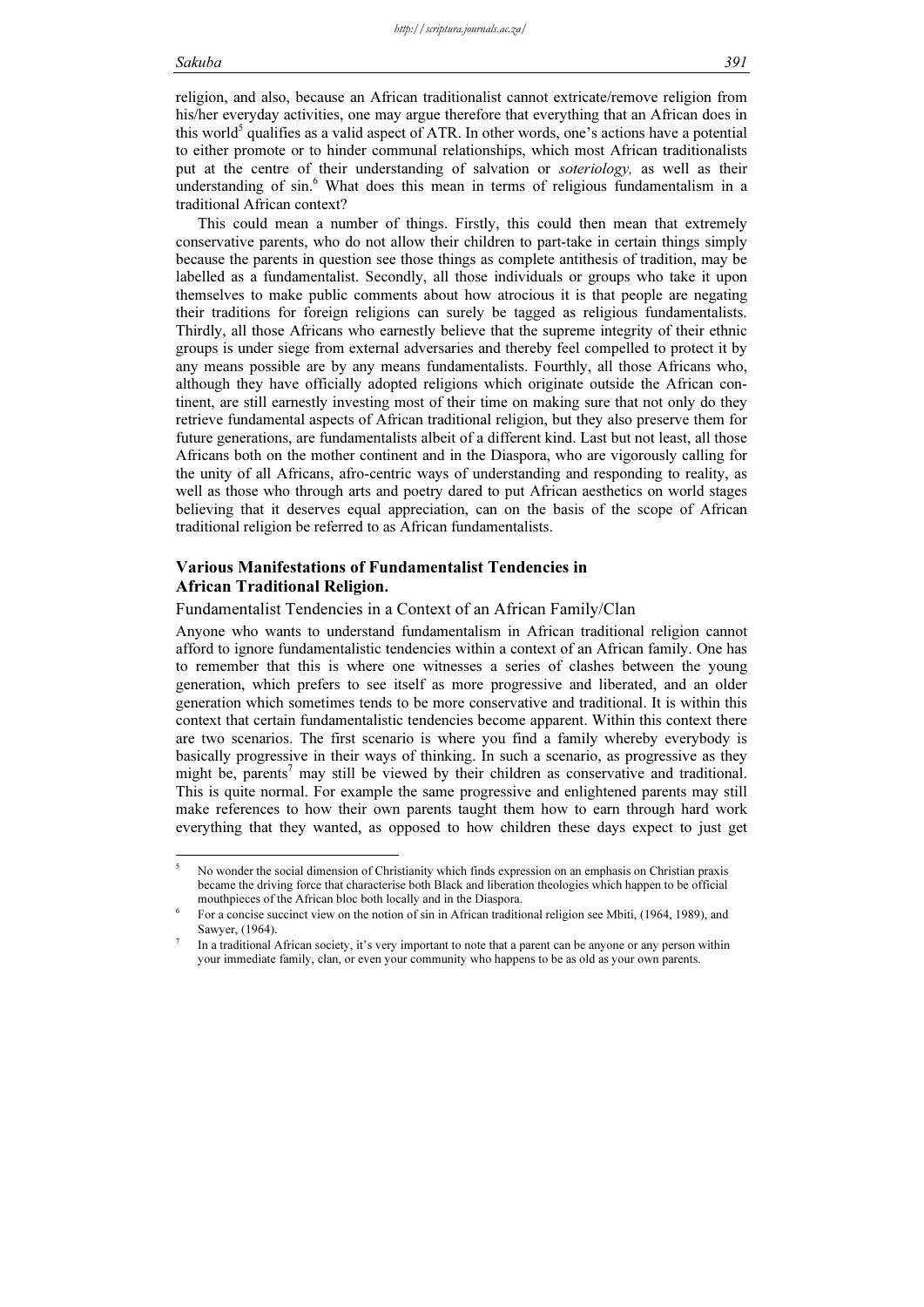religion, and also, because an African traditionalist cannot extricate/remove religion from his/her everyday activities, one may argue therefore that everything that an African does in this world[5] qualifies as a valid aspect of ATR. In other words, one's actions have a potential to either promote or to hinder communal relationships, which most African traditionalists put at the centre of their understanding of salvation or *soteriology,* as well as their understanding of sin.[6] What does this mean in terms of religious fundamentalism in a traditional African context?

This could mean a number of things. Firstly, this could then mean that extremely conservative parents, who do not allow their children to part-take in certain things simply because the parents in question see those things as complete antithesis of tradition, may be labelled as a fundamentalist. Secondly, all those individuals or groups who take it upon themselves to make public comments about how atrocious it is that people are negating their traditions for foreign religions can surely be tagged as religious fundamentalists. Thirdly, all those Africans who earnestly believe that the supreme integrity of their ethnic groups is under siege from external adversaries and thereby feel compelled to protect it by any means possible are by any means fundamentalists. Fourthly, all those Africans who, although they have officially adopted religions which originate outside the African continent, are still earnestly investing most of their time on making sure that not only do they retrieve fundamental aspects of African traditional religion, but they also preserve them for future generations, are fundamentalists albeit of a different kind. Last but not least, all those Africans both on the mother continent and in the Diaspora, who are vigorously calling for the unity of all Africans, afro-centric ways of understanding and responding to reality, as well as those who through arts and poetry dared to put African aesthetics on world stages believing that it deserves equal appreciation, can on the basis of the scope of African traditional religion be referred to as African fundamentalists.

## Various Manifestations of Fundamentalist Tendencies in African Traditional Religion.

### Fundamentalist Tendencies in a Context of an African Family/Clan

Anyone who wants to understand fundamentalism in African traditional religion cannot afford to ignore fundamentalistic tendencies within a context of an African family. One has to remember that this is where one witnesses a series of clashes between the young generation, which prefers to see itself as more progressive and liberated, and an older generation which sometimes tends to be more conservative and traditional. It is within this context that certain fundamentalistic tendencies become apparent. Within this context there are two scenarios. The first scenario is where you find a family whereby everybody is basically progressive in their ways of thinking. In such a scenario, as progressive as they might be, parents[7] may still be viewed by their children as conservative and traditional. This is quite normal. For example the same progressive and enlightened parents may still make references to how their own parents taught them how to earn through hard work everything that they wanted, as opposed to how children these days expect to just get

---

[5] No wonder the social dimension of Christianity which finds expression on an emphasis on Christian praxis became the driving force that characterise both Black and liberation theologies which happen to be official mouthpieces of the African bloc both locally and in the Diaspora.

[6] For a concise succinct view on the notion of sin in African traditional religion see Mbiti, (1964, 1989), and Sawyer, (1964).

[7] In a traditional African society, it's very important to note that a parent can be anyone or any person within your immediate family, clan, or even your community who happens to be as old as your own parents.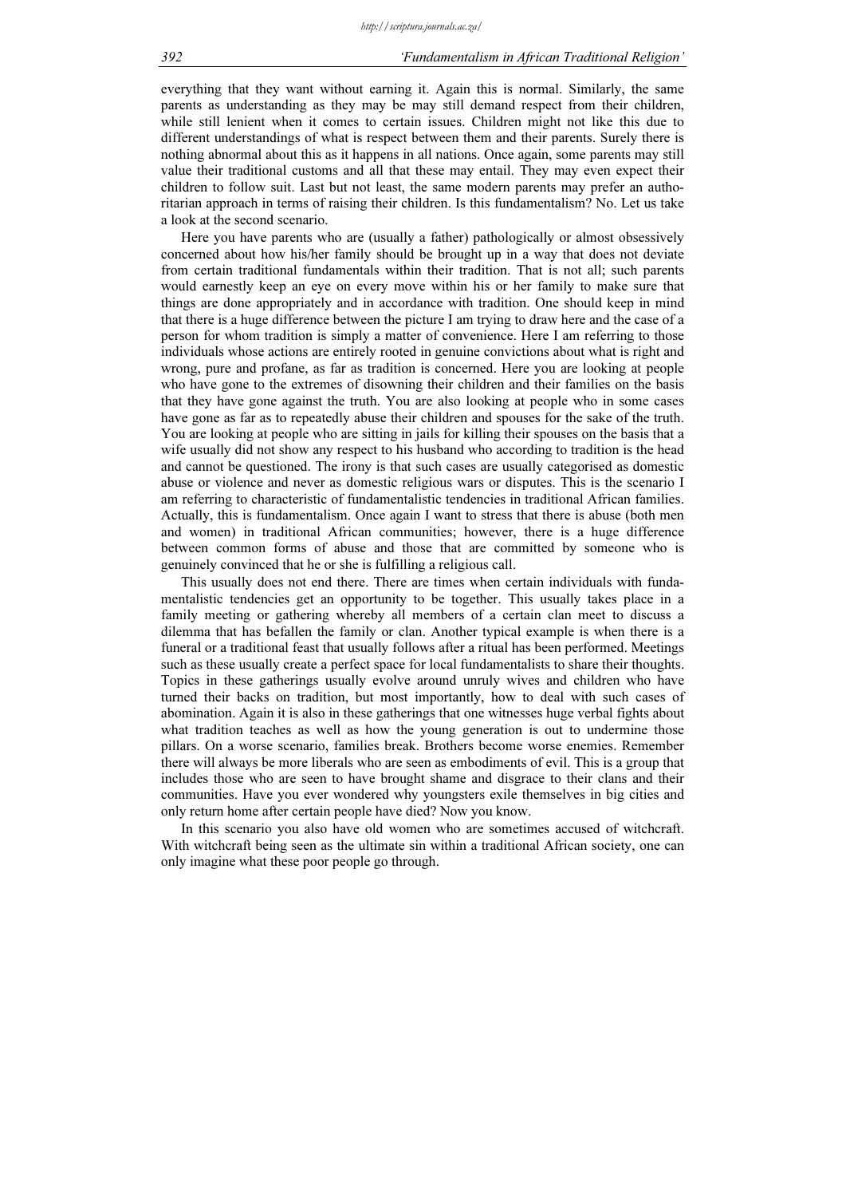everything that they want without earning it. Again this is normal. Similarly, the same parents as understanding as they may be may still demand respect from their children, while still lenient when it comes to certain issues. Children might not like this due to different understandings of what is respect between them and their parents. Surely there is nothing abnormal about this as it happens in all nations. Once again, some parents may still value their traditional customs and all that these may entail. They may even expect their children to follow suit. Last but not least, the same modern parents may prefer an authoritarian approach in terms of raising their children. Is this fundamentalism? No. Let us take a look at the second scenario.

Here you have parents who are (usually a father) pathologically or almost obsessively concerned about how his/her family should be brought up in a way that does not deviate from certain traditional fundamentals within their tradition. That is not all; such parents would earnestly keep an eye on every move within his or her family to make sure that things are done appropriately and in accordance with tradition. One should keep in mind that there is a huge difference between the picture I am trying to draw here and the case of a person for whom tradition is simply a matter of convenience. Here I am referring to those individuals whose actions are entirely rooted in genuine convictions about what is right and wrong, pure and profane, as far as tradition is concerned. Here you are looking at people who have gone to the extremes of disowning their children and their families on the basis that they have gone against the truth. You are also looking at people who in some cases have gone as far as to repeatedly abuse their children and spouses for the sake of the truth. You are looking at people who are sitting in jails for killing their spouses on the basis that a wife usually did not show any respect to his husband who according to tradition is the head and cannot be questioned. The irony is that such cases are usually categorised as domestic abuse or violence and never as domestic religious wars or disputes. This is the scenario I am referring to characteristic of fundamentalistic tendencies in traditional African families. Actually, this is fundamentalism. Once again I want to stress that there is abuse (both men and women) in traditional African communities; however, there is a huge difference between common forms of abuse and those that are committed by someone who is genuinely convinced that he or she is fulfilling a religious call.

This usually does not end there. There are times when certain individuals with fundamentalistic tendencies get an opportunity to be together. This usually takes place in a family meeting or gathering whereby all members of a certain clan meet to discuss a dilemma that has befallen the family or clan. Another typical example is when there is a funeral or a traditional feast that usually follows after a ritual has been performed. Meetings such as these usually create a perfect space for local fundamentalists to share their thoughts. Topics in these gatherings usually evolve around unruly wives and children who have turned their backs on tradition, but most importantly, how to deal with such cases of abomination. Again it is also in these gatherings that one witnesses huge verbal fights about what tradition teaches as well as how the young generation is out to undermine those pillars. On a worse scenario, families break. Brothers become worse enemies. Remember there will always be more liberals who are seen as embodiments of evil. This is a group that includes those who are seen to have brought shame and disgrace to their clans and their communities. Have you ever wondered why youngsters exile themselves in big cities and only return home after certain people have died? Now you know.

In this scenario you also have old women who are sometimes accused of witchcraft. With witchcraft being seen as the ultimate sin within a traditional African society, one can only imagine what these poor people go through.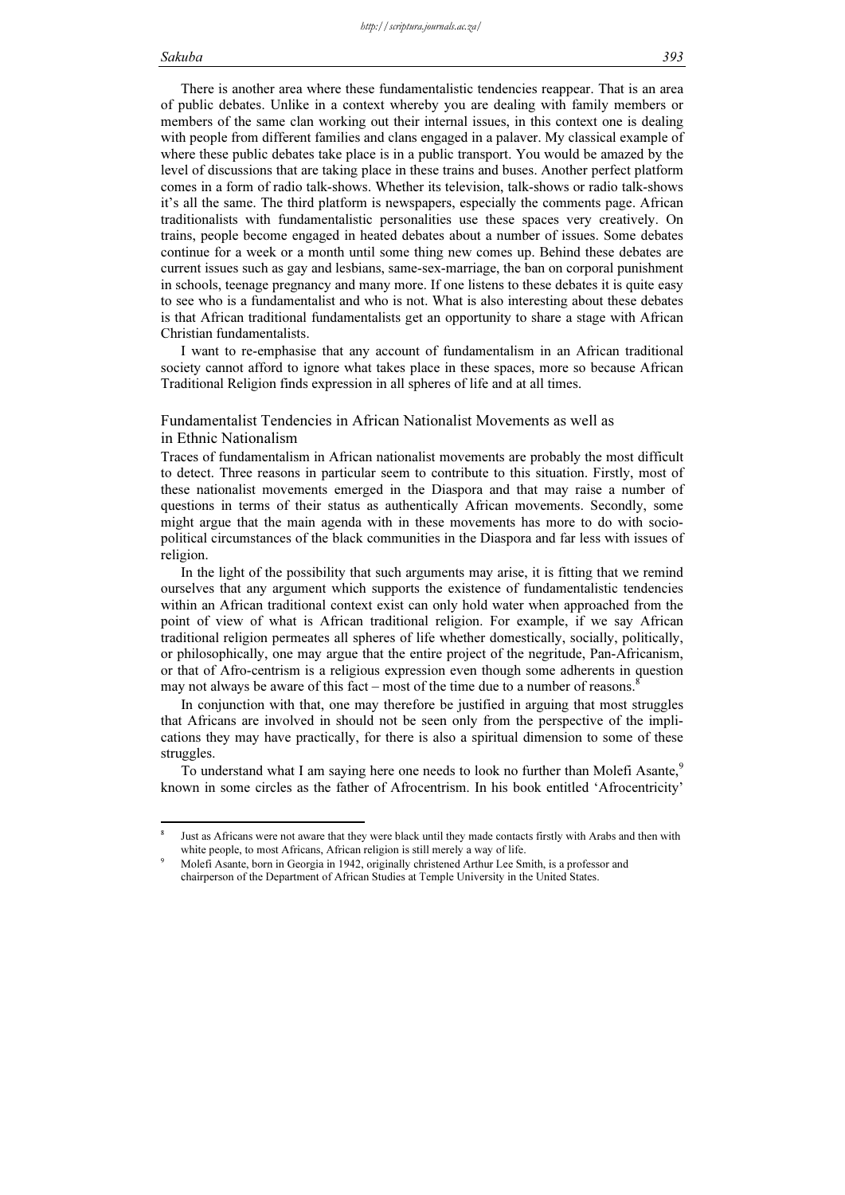There is another area where these fundamentalistic tendencies reappear. That is an area of public debates. Unlike in a context whereby you are dealing with family members or members of the same clan working out their internal issues, in this context one is dealing with people from different families and clans engaged in a palaver. My classical example of where these public debates take place is in a public transport. You would be amazed by the level of discussions that are taking place in these trains and buses. Another perfect platform comes in a form of radio talk-shows. Whether its television, talk-shows or radio talk-shows it's all the same. The third platform is newspapers, especially the comments page. African traditionalists with fundamentalistic personalities use these spaces very creatively. On trains, people become engaged in heated debates about a number of issues. Some debates continue for a week or a month until some thing new comes up. Behind these debates are current issues such as gay and lesbians, same-sex-marriage, the ban on corporal punishment in schools, teenage pregnancy and many more. If one listens to these debates it is quite easy to see who is a fundamentalist and who is not. What is also interesting about these debates is that African traditional fundamentalists get an opportunity to share a stage with African Christian fundamentalists.

I want to re-emphasise that any account of fundamentalism in an African traditional society cannot afford to ignore what takes place in these spaces, more so because African Traditional Religion finds expression in all spheres of life and at all times.

## Fundamentalist Tendencies in African Nationalist Movements as well as in Ethnic Nationalism

Traces of fundamentalism in African nationalist movements are probably the most difficult to detect. Three reasons in particular seem to contribute to this situation. Firstly, most of these nationalist movements emerged in the Diaspora and that may raise a number of questions in terms of their status as authentically African movements. Secondly, some might argue that the main agenda with in these movements has more to do with socio-political circumstances of the black communities in the Diaspora and far less with issues of religion.

In the light of the possibility that such arguments may arise, it is fitting that we remind ourselves that any argument which supports the existence of fundamentalistic tendencies within an African traditional context exist can only hold water when approached from the point of view of what is African traditional religion. For example, if we say African traditional religion permeates all spheres of life whether domestically, socially, politically, or philosophically, one may argue that the entire project of the negritude, Pan-Africanism, or that of Afro-centrism is a religious expression even though some adherents in question may not always be aware of this fact – most of the time due to a number of reasons.[8]

In conjunction with that, one may therefore be justified in arguing that most struggles that Africans are involved in should not be seen only from the perspective of the implications they may have practically, for there is also a spiritual dimension to some of these struggles.

To understand what I am saying here one needs to look no further than Molefi Asante,[9] known in some circles as the father of Afrocentrism. In his book entitled 'Afrocentricity'

---

[8] Just as Africans were not aware that they were black until they made contacts firstly with Arabs and then with white people, to most Africans, African religion is still merely a way of life.

[9] Molefi Asante, born in Georgia in 1942, originally christened Arthur Lee Smith, is a professor and chairperson of the Department of African Studies at Temple University in the United States.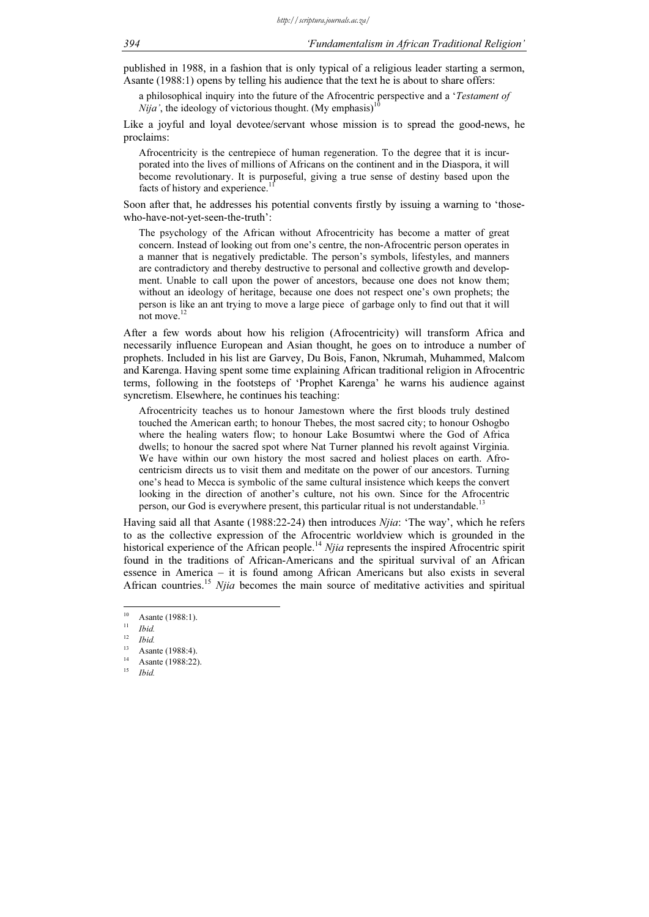published in 1988, in a fashion that is only typical of a religious leader starting a sermon, Asante (1988:1) opens by telling his audience that the text he is about to share offers:

> a philosophical inquiry into the future of the Afrocentric perspective and a '*Testament of Nija'*, the ideology of victorious thought. (My emphasis)[10]

Like a joyful and loyal devotee/servant whose mission is to spread the good-news, he proclaims:

> Afrocentricity is the centrepiece of human regeneration. To the degree that it is incurporated into the lives of millions of Africans on the continent and in the Diaspora, it will become revolutionary. It is purposeful, giving a true sense of destiny based upon the facts of history and experience.[11]

Soon after that, he addresses his potential convents firstly by issuing a warning to 'those-who-have-not-yet-seen-the-truth':

> The psychology of the African without Afrocentricity has become a matter of great concern. Instead of looking out from one's centre, the non-Afrocentric person operates in a manner that is negatively predictable. The person's symbols, lifestyles, and manners are contradictory and thereby destructive to personal and collective growth and development. Unable to call upon the power of ancestors, because one does not know them; without an ideology of heritage, because one does not respect one's own prophets; the person is like an ant trying to move a large piece of garbage only to find out that it will not move.[12]

After a few words about how his religion (Afrocentricity) will transform Africa and necessarily influence European and Asian thought, he goes on to introduce a number of prophets. Included in his list are Garvey, Du Bois, Fanon, Nkrumah, Muhammed, Malcom and Karenga. Having spent some time explaining African traditional religion in Afrocentric terms, following in the footsteps of 'Prophet Karenga' he warns his audience against syncretism. Elsewhere, he continues his teaching:

> Afrocentricity teaches us to honour Jamestown where the first bloods truly destined touched the American earth; to honour Thebes, the most sacred city; to honour Oshogbo where the healing waters flow; to honour Lake Bosumtwi where the God of Africa dwells; to honour the sacred spot where Nat Turner planned his revolt against Virginia. We have within our own history the most sacred and holiest places on earth. Afrocentricism directs us to visit them and meditate on the power of our ancestors. Turning one's head to Mecca is symbolic of the same cultural insistence which keeps the convert looking in the direction of another's culture, not his own. Since for the Afrocentric person, our God is everywhere present, this particular ritual is not understandable.[13]

Having said all that Asante (1988:22-24) then introduces *Njia*: 'The way', which he refers to as the collective expression of the Afrocentric worldview which is grounded in the historical experience of the African people.[14] *Njia* represents the inspired Afrocentric spirit found in the traditions of African-Americans and the spiritual survival of an African essence in America – it is found among African Americans but also exists in several African countries.[15] *Njia* becomes the main source of meditative activities and spiritual

---

[10] Asante (1988:1).

[11] *Ibid.*

[12] *Ibid.*

[13] Asante (1988:4).

[14] Asante (1988:22).

[15] *Ibid.*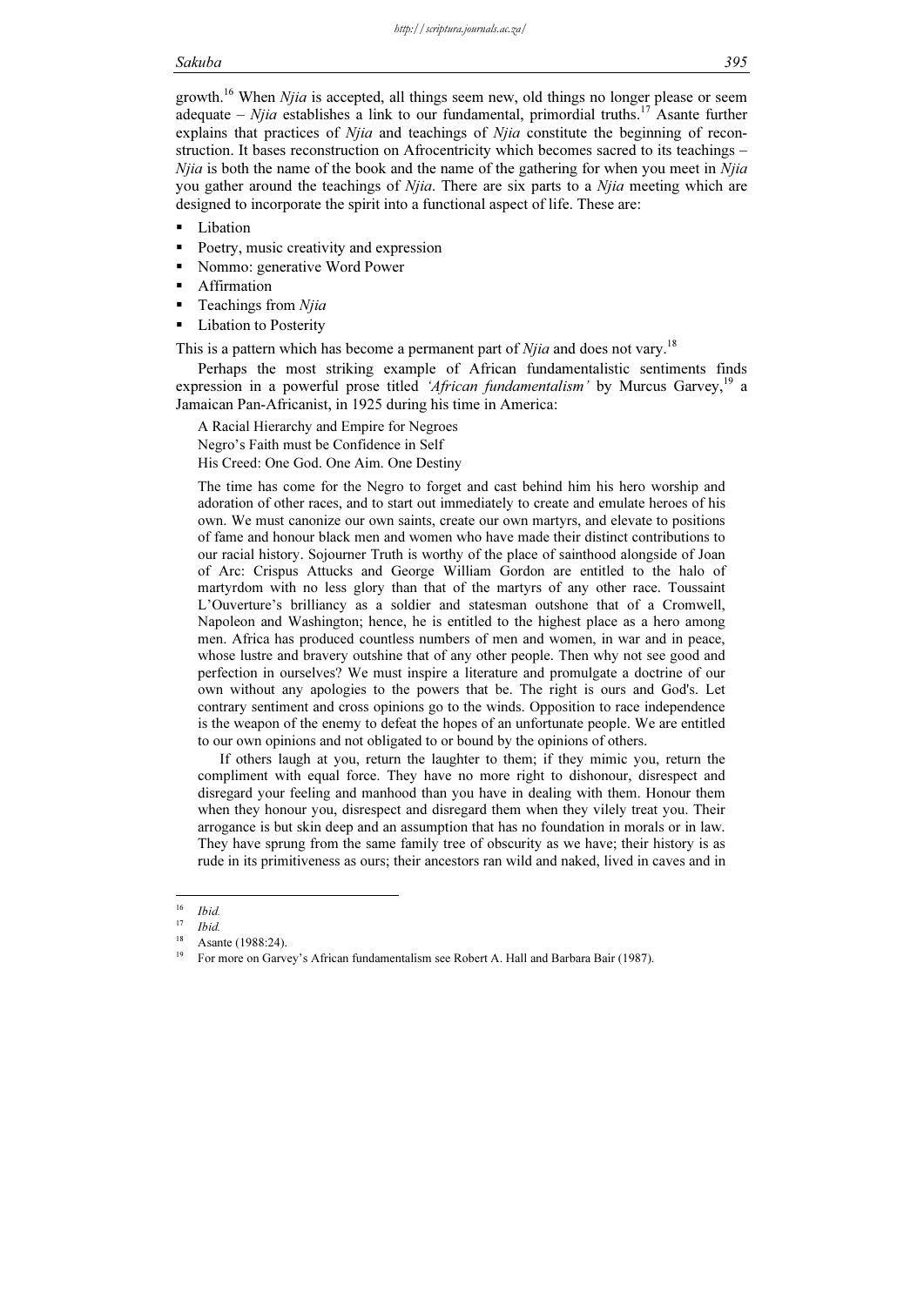growth.[16] When *Njia* is accepted, all things seem new, old things no longer please or seem adequate – *Njia* establishes a link to our fundamental, primordial truths.[17] Asante further explains that practices of *Njia* and teachings of *Njia* constitute the beginning of reconstruction. It bases reconstruction on Afrocentricity which becomes sacred to its teachings – *Njia* is both the name of the book and the name of the gathering for when you meet in *Njia* you gather around the teachings of *Njia*. There are six parts to a *Njia* meeting which are designed to incorporate the spirit into a functional aspect of life. These are:

- Libation
- Poetry, music creativity and expression
- Nommo: generative Word Power
- Affirmation
- Teachings from *Njia*
- Libation to Posterity

This is a pattern which has become a permanent part of *Njia* and does not vary.[18]

Perhaps the most striking example of African fundamentalistic sentiments finds expression in a powerful prose titled *'African fundamentalism'* by Murcus Garvey,[19] a Jamaican Pan-Africanist, in 1925 during his time in America:

> A Racial Hierarchy and Empire for Negroes
> Negro's Faith must be Confidence in Self
> His Creed: One God. One Aim. One Destiny
>
> The time has come for the Negro to forget and cast behind him his hero worship and adoration of other races, and to start out immediately to create and emulate heroes of his own. We must canonize our own saints, create our own martyrs, and elevate to positions of fame and honour black men and women who have made their distinct contributions to our racial history. Sojourner Truth is worthy of the place of sainthood alongside of Joan of Arc: Crispus Attucks and George William Gordon are entitled to the halo of martyrdom with no less glory than that of the martyrs of any other race. Toussaint L'Ouverture's brilliancy as a soldier and statesman outshone that of a Cromwell, Napoleon and Washington; hence, he is entitled to the highest place as a hero among men. Africa has produced countless numbers of men and women, in war and in peace, whose lustre and bravery outshine that of any other people. Then why not see good and perfection in ourselves? We must inspire a literature and promulgate a doctrine of our own without any apologies to the powers that be. The right is ours and God's. Let contrary sentiment and cross opinions go to the winds. Opposition to race independence is the weapon of the enemy to defeat the hopes of an unfortunate people. We are entitled to our own opinions and not obligated to or bound by the opinions of others.
>
> If others laugh at you, return the laughter to them; if they mimic you, return the compliment with equal force. They have no more right to dishonour, disrespect and disregard your feeling and manhood than you have in dealing with them. Honour them when they honour you, disrespect and disregard them when they vilely treat you. Their arrogance is but skin deep and an assumption that has no foundation in morals or in law. They have sprung from the same family tree of obscurity as we have; their history is as rude in its primitiveness as ours; their ancestors ran wild and naked, lived in caves and in

---

[16] *Ibid.*

[17] *Ibid.*

[18] Asante (1988:24).

[19] For more on Garvey's African fundamentalism see Robert A. Hall and Barbara Bair (1987).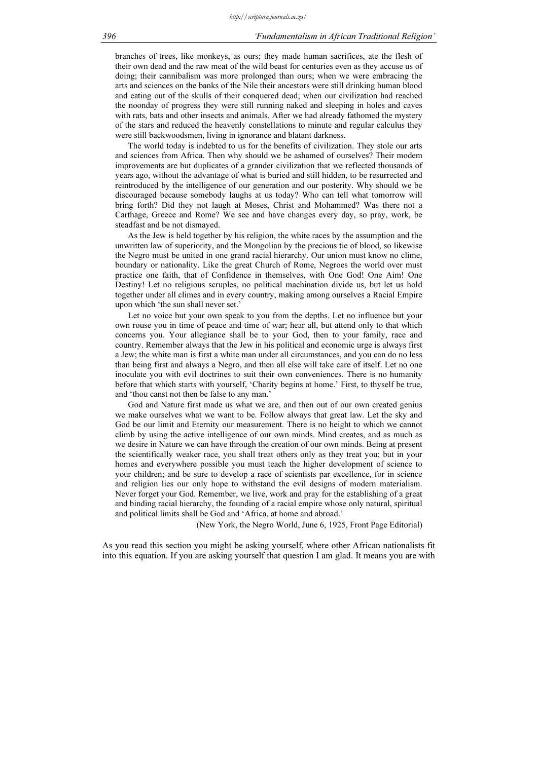branches of trees, like monkeys, as ours; they made human sacrifices, ate the flesh of their own dead and the raw meat of the wild beast for centuries even as they accuse us of doing; their cannibalism was more prolonged than ours; when we were embracing the arts and sciences on the banks of the Nile their ancestors were still drinking human blood and eating out of the skulls of their conquered dead; when our civilization had reached the noonday of progress they were still running naked and sleeping in holes and caves with rats, bats and other insects and animals. After we had already fathomed the mystery of the stars and reduced the heavenly constellations to minute and regular calculus they were still backwoodsmen, living in ignorance and blatant darkness.

The world today is indebted to us for the benefits of civilization. They stole our arts and sciences from Africa. Then why should we be ashamed of ourselves? Their modem improvements are but duplicates of a grander civilization that we reflected thousands of years ago, without the advantage of what is buried and still hidden, to be resurrected and reintroduced by the intelligence of our generation and our posterity. Why should we be discouraged because somebody laughs at us today? Who can tell what tomorrow will bring forth? Did they not laugh at Moses, Christ and Mohammed? Was there not a Carthage, Greece and Rome? We see and have changes every day, so pray, work, be steadfast and be not dismayed.

As the Jew is held together by his religion, the white races by the assumption and the unwritten law of superiority, and the Mongolian by the precious tie of blood, so likewise the Negro must be united in one grand racial hierarchy. Our union must know no clime, boundary or nationality. Like the great Church of Rome, Negroes the world over must practice one faith, that of Confidence in themselves, with One God! One Aim! One Destiny! Let no religious scruples, no political machination divide us, but let us hold together under all climes and in every country, making among ourselves a Racial Empire upon which 'the sun shall never set.'

Let no voice but your own speak to you from the depths. Let no influence but your own rouse you in time of peace and time of war; hear all, but attend only to that which concerns you. Your allegiance shall be to your God, then to your family, race and country. Remember always that the Jew in his political and economic urge is always first a Jew; the white man is first a white man under all circumstances, and you can do no less than being first and always a Negro, and then all else will take care of itself. Let no one inoculate you with evil doctrines to suit their own conveniences. There is no humanity before that which starts with yourself, 'Charity begins at home.' First, to thyself be true, and 'thou canst not then be false to any man.'

God and Nature first made us what we are, and then out of our own created genius we make ourselves what we want to be. Follow always that great law. Let the sky and God be our limit and Eternity our measurement. There is no height to which we cannot climb by using the active intelligence of our own minds. Mind creates, and as much as we desire in Nature we can have through the creation of our own minds. Being at present the scientifically weaker race, you shall treat others only as they treat you; but in your homes and everywhere possible you must teach the higher development of science to your children; and be sure to develop a race of scientists par excellence, for in science and religion lies our only hope to withstand the evil designs of modern materialism. Never forget your God. Remember, we live, work and pray for the establishing of a great and binding racial hierarchy, the founding of a racial empire whose only natural, spiritual and political limits shall be God and 'Africa, at home and abroad.'

(New York, the Negro World, June 6, 1925, Front Page Editorial)

As you read this section you might be asking yourself, where other African nationalists fit into this equation. If you are asking yourself that question I am glad. It means you are with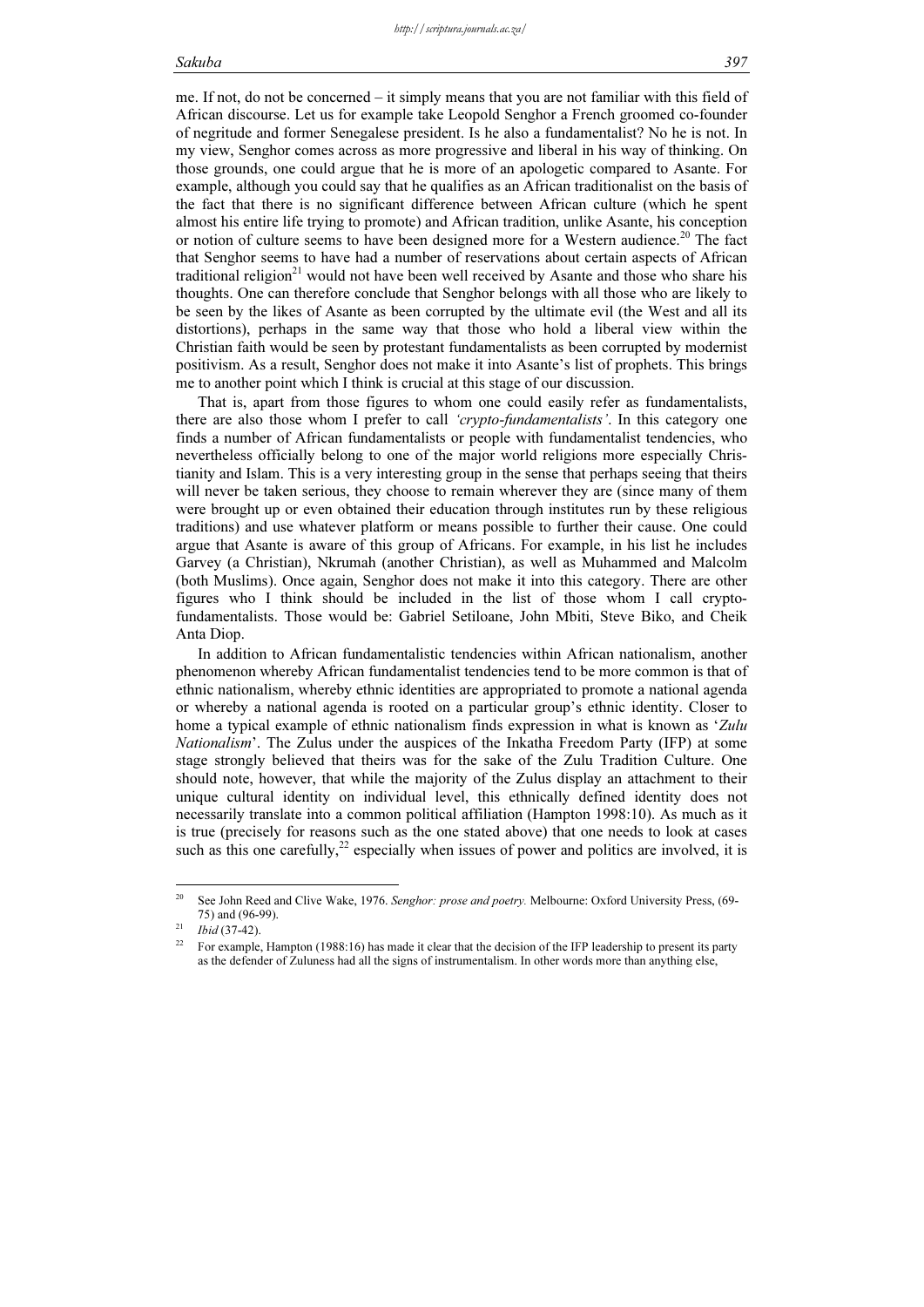me. If not, do not be concerned – it simply means that you are not familiar with this field of African discourse. Let us for example take Leopold Senghor a French groomed co-founder of negritude and former Senegalese president. Is he also a fundamentalist? No he is not. In my view, Senghor comes across as more progressive and liberal in his way of thinking. On those grounds, one could argue that he is more of an apologetic compared to Asante. For example, although you could say that he qualifies as an African traditionalist on the basis of the fact that there is no significant difference between African culture (which he spent almost his entire life trying to promote) and African tradition, unlike Asante, his conception or notion of culture seems to have been designed more for a Western audience.[20] The fact that Senghor seems to have had a number of reservations about certain aspects of African traditional religion[21] would not have been well received by Asante and those who share his thoughts. One can therefore conclude that Senghor belongs with all those who are likely to be seen by the likes of Asante as been corrupted by the ultimate evil (the West and all its distortions), perhaps in the same way that those who hold a liberal view within the Christian faith would be seen by protestant fundamentalists as been corrupted by modernist positivism. As a result, Senghor does not make it into Asante's list of prophets. This brings me to another point which I think is crucial at this stage of our discussion.

That is, apart from those figures to whom one could easily refer as fundamentalists, there are also those whom I prefer to call *'crypto-fundamentalists'*. In this category one finds a number of African fundamentalists or people with fundamentalist tendencies, who nevertheless officially belong to one of the major world religions more especially Christianity and Islam. This is a very interesting group in the sense that perhaps seeing that theirs will never be taken serious, they choose to remain wherever they are (since many of them were brought up or even obtained their education through institutes run by these religious traditions) and use whatever platform or means possible to further their cause. One could argue that Asante is aware of this group of Africans. For example, in his list he includes Garvey (a Christian), Nkrumah (another Christian), as well as Muhammed and Malcolm (both Muslims). Once again, Senghor does not make it into this category. There are other figures who I think should be included in the list of those whom I call crypto-fundamentalists. Those would be: Gabriel Setiloane, John Mbiti, Steve Biko, and Cheik Anta Diop.

In addition to African fundamentalistic tendencies within African nationalism, another phenomenon whereby African fundamentalist tendencies tend to be more common is that of ethnic nationalism, whereby ethnic identities are appropriated to promote a national agenda or whereby a national agenda is rooted on a particular group's ethnic identity. Closer to home a typical example of ethnic nationalism finds expression in what is known as '*Zulu Nationalism*'. The Zulus under the auspices of the Inkatha Freedom Party (IFP) at some stage strongly believed that theirs was for the sake of the Zulu Tradition Culture. One should note, however, that while the majority of the Zulus display an attachment to their unique cultural identity on individual level, this ethnically defined identity does not necessarily translate into a common political affiliation (Hampton 1998:10). As much as it is true (precisely for reasons such as the one stated above) that one needs to look at cases such as this one carefully,[22] especially when issues of power and politics are involved, it is

---

[20] See John Reed and Clive Wake, 1976. *Senghor: prose and poetry.* Melbourne: Oxford University Press, (69-75) and (96-99).

[21] *Ibid* (37-42).

[22] For example, Hampton (1988:16) has made it clear that the decision of the IFP leadership to present its party as the defender of Zuluness had all the signs of instrumentalism. In other words more than anything else,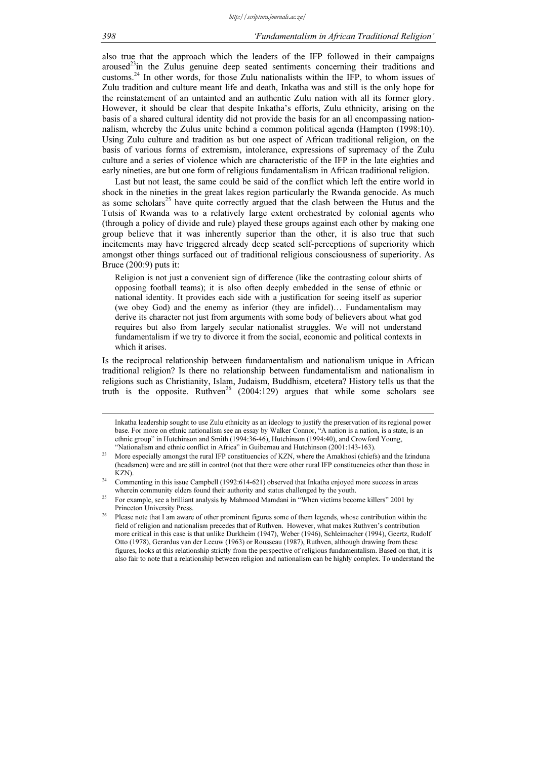also true that the approach which the leaders of the IFP followed in their campaigns aroused[23]in the Zulus genuine deep seated sentiments concerning their traditions and customs.[24] In other words, for those Zulu nationalists within the IFP, to whom issues of Zulu tradition and culture meant life and death, Inkatha was and still is the only hope for the reinstatement of an untainted and an authentic Zulu nation with all its former glory. However, it should be clear that despite Inkatha's efforts, Zulu ethnicity, arising on the basis of a shared cultural identity did not provide the basis for an all encompassing nation-nalism, whereby the Zulus unite behind a common political agenda (Hampton (1998:10). Using Zulu culture and tradition as but one aspect of African traditional religion, on the basis of various forms of extremism, intolerance, expressions of supremacy of the Zulu culture and a series of violence which are characteristic of the IFP in the late eighties and early nineties, are but one form of religious fundamentalism in African traditional religion.

Last but not least, the same could be said of the conflict which left the entire world in shock in the nineties in the great lakes region particularly the Rwanda genocide. As much as some scholars[25] have quite correctly argued that the clash between the Hutus and the Tutsis of Rwanda was to a relatively large extent orchestrated by colonial agents who (through a policy of divide and rule) played these groups against each other by making one group believe that it was inherently superior than the other, it is also true that such incitements may have triggered already deep seated self-perceptions of superiority which amongst other things surfaced out of traditional religious consciousness of superiority. As Bruce (200:9) puts it:

> Religion is not just a convenient sign of difference (like the contrasting colour shirts of opposing football teams); it is also often deeply embedded in the sense of ethnic or national identity. It provides each side with a justification for seeing itself as superior (we obey God) and the enemy as inferior (they are infidel)… Fundamentalism may derive its character not just from arguments with some body of believers about what god requires but also from largely secular nationalist struggles. We will not understand fundamentalism if we try to divorce it from the social, economic and political contexts in which it arises.

Is the reciprocal relationship between fundamentalism and nationalism unique in African traditional religion? Is there no relationship between fundamentalism and nationalism in religions such as Christianity, Islam, Judaism, Buddhism, etcetera? History tells us that the truth is the opposite. Ruthven[26] (2004:129) argues that while some scholars see

---

Inkatha leadership sought to use Zulu ethnicity as an ideology to justify the preservation of its regional power base. For more on ethnic nationalism see an essay by Walker Connor, "A nation is a nation, is a state, is an ethnic group" in Hutchinson and Smith (1994:36-46), Hutchinson (1994:40), and Crowford Young, "Nationalism and ethnic conflict in Africa" in Guibernau and Hutchinson (2001:143-163).

[23] More especially amongst the rural IFP constituencies of KZN, where the Amakhosi (chiefs) and the Izinduna (headsmen) were and are still in control (not that there were other rural IFP constituencies other than those in KZN).

[24] Commenting in this issue Campbell (1992:614-621) observed that Inkatha enjoyed more success in areas wherein community elders found their authority and status challenged by the youth.

[25] For example, see a brilliant analysis by Mahmood Mamdani in "When victims become killers" 2001 by Princeton University Press.

[26] Please note that I am aware of other prominent figures some of them legends, whose contribution within the field of religion and nationalism precedes that of Ruthven. However, what makes Ruthven's contribution more critical in this case is that unlike Durkheim (1947), Weber (1946), Schleimacher (1994), Geertz, Rudolf Otto (1978), Gerardus van der Leeuw (1963) or Rousseau (1987), Ruthven, although drawing from these figures, looks at this relationship strictly from the perspective of religious fundamentalism. Based on that, it is also fair to note that a relationship between religion and nationalism can be highly complex. To understand the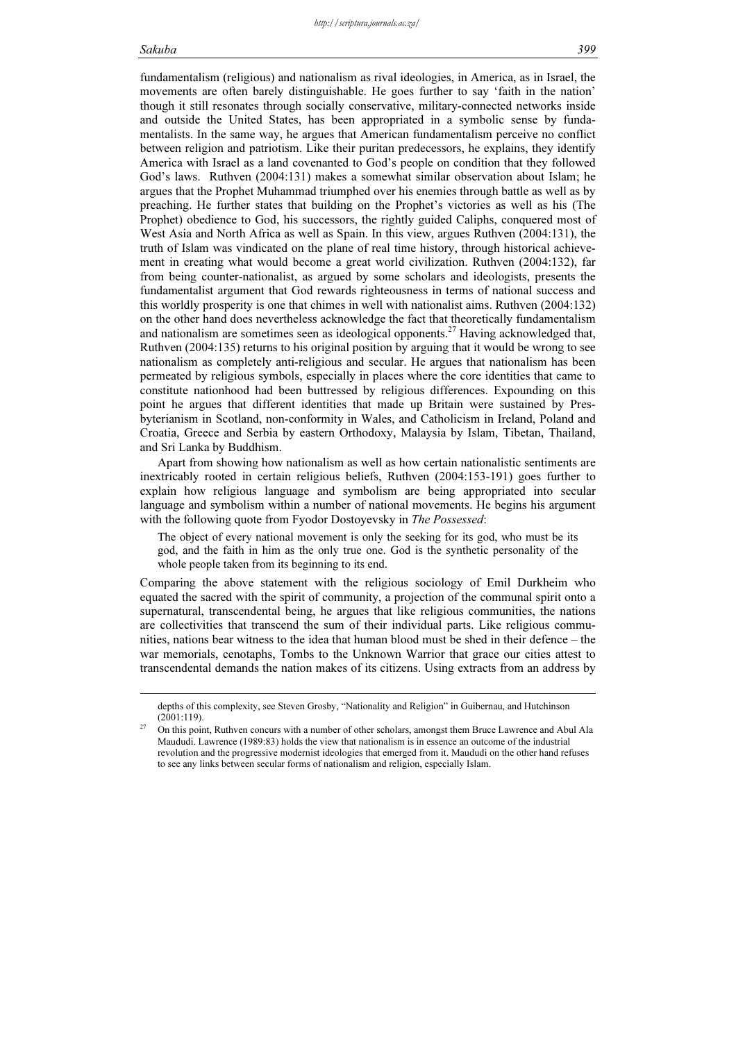fundamentalism (religious) and nationalism as rival ideologies, in America, as in Israel, the movements are often barely distinguishable. He goes further to say 'faith in the nation' though it still resonates through socially conservative, military-connected networks inside and outside the United States, has been appropriated in a symbolic sense by fundamentalists. In the same way, he argues that American fundamentalism perceive no conflict between religion and patriotism. Like their puritan predecessors, he explains, they identify America with Israel as a land covenanted to God's people on condition that they followed God's laws. Ruthven (2004:131) makes a somewhat similar observation about Islam; he argues that the Prophet Muhammad triumphed over his enemies through battle as well as by preaching. He further states that building on the Prophet's victories as well as his (The Prophet) obedience to God, his successors, the rightly guided Caliphs, conquered most of West Asia and North Africa as well as Spain. In this view, argues Ruthven (2004:131), the truth of Islam was vindicated on the plane of real time history, through historical achievement in creating what would become a great world civilization. Ruthven (2004:132), far from being counter-nationalist, as argued by some scholars and ideologists, presents the fundamentalist argument that God rewards righteousness in terms of national success and this worldly prosperity is one that chimes in well with nationalist aims. Ruthven (2004:132) on the other hand does nevertheless acknowledge the fact that theoretically fundamentalism and nationalism are sometimes seen as ideological opponents.[27] Having acknowledged that, Ruthven (2004:135) returns to his original position by arguing that it would be wrong to see nationalism as completely anti-religious and secular. He argues that nationalism has been permeated by religious symbols, especially in places where the core identities that came to constitute nationhood had been buttressed by religious differences. Expounding on this point he argues that different identities that made up Britain were sustained by Presbyterianism in Scotland, non-conformity in Wales, and Catholicism in Ireland, Poland and Croatia, Greece and Serbia by eastern Orthodoxy, Malaysia by Islam, Tibetan, Thailand, and Sri Lanka by Buddhism.

Apart from showing how nationalism as well as how certain nationalistic sentiments are inextricably rooted in certain religious beliefs, Ruthven (2004:153-191) goes further to explain how religious language and symbolism are being appropriated into secular language and symbolism within a number of national movements. He begins his argument with the following quote from Fyodor Dostoyevsky in *The Possessed*:

> The object of every national movement is only the seeking for its god, who must be its god, and the faith in him as the only true one. God is the synthetic personality of the whole people taken from its beginning to its end.

Comparing the above statement with the religious sociology of Emil Durkheim who equated the sacred with the spirit of community, a projection of the communal spirit onto a supernatural, transcendental being, he argues that like religious communities, the nations are collectivities that transcend the sum of their individual parts. Like religious communities, nations bear witness to the idea that human blood must be shed in their defence – the war memorials, cenotaphs, Tombs to the Unknown Warrior that grace our cities attest to transcendental demands the nation makes of its citizens. Using extracts from an address by

---

depths of this complexity, see Steven Grosby, "Nationality and Religion" in Guibernau, and Hutchinson (2001:119).

[27] On this point, Ruthven concurs with a number of other scholars, amongst them Bruce Lawrence and Abul Ala Maududi. Lawrence (1989:83) holds the view that nationalism is in essence an outcome of the industrial revolution and the progressive modernist ideologies that emerged from it. Maududi on the other hand refuses to see any links between secular forms of nationalism and religion, especially Islam.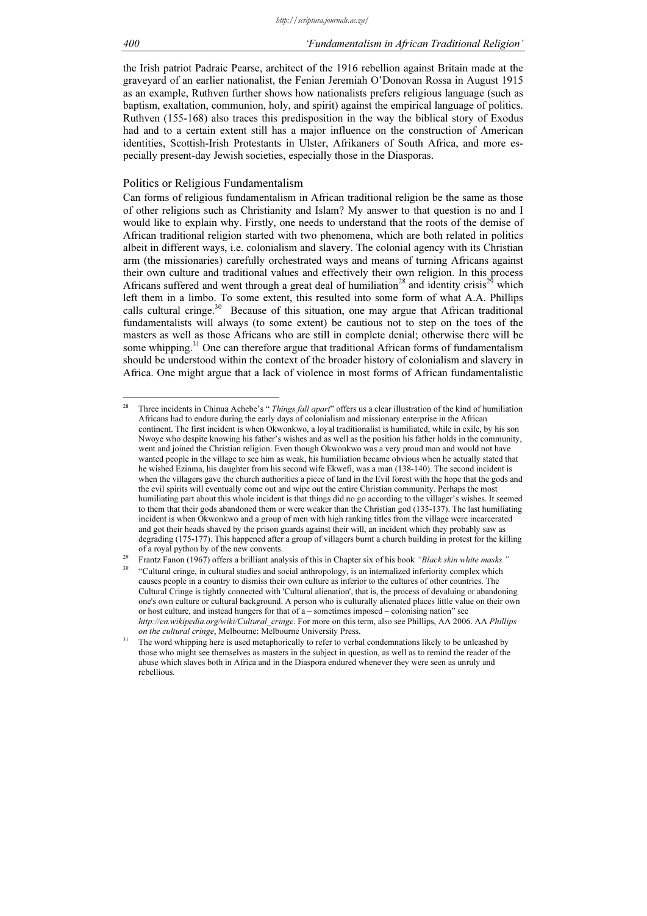the Irish patriot Padraic Pearse, architect of the 1916 rebellion against Britain made at the graveyard of an earlier nationalist, the Fenian Jeremiah O'Donovan Rossa in August 1915 as an example, Ruthven further shows how nationalists prefers religious language (such as baptism, exaltation, communion, holy, and spirit) against the empirical language of politics. Ruthven (155-168) also traces this predisposition in the way the biblical story of Exodus had and to a certain extent still has a major influence on the construction of American identities, Scottish-Irish Protestants in Ulster, Afrikaners of South Africa, and more especially present-day Jewish societies, especially those in the Diasporas.

## Politics or Religious Fundamentalism

Can forms of religious fundamentalism in African traditional religion be the same as those of other religions such as Christianity and Islam? My answer to that question is no and I would like to explain why. Firstly, one needs to understand that the roots of the demise of African traditional religion started with two phenomena, which are both related in politics albeit in different ways, i.e. colonialism and slavery. The colonial agency with its Christian arm (the missionaries) carefully orchestrated ways and means of turning Africans against their own culture and traditional values and effectively their own religion. In this process Africans suffered and went through a great deal of humiliation[28] and identity crisis[29] which left them in a limbo. To some extent, this resulted into some form of what A.A. Phillips calls cultural cringe.[30] Because of this situation, one may argue that African traditional fundamentalists will always (to some extent) be cautious not to step on the toes of the masters as well as those Africans who are still in complete denial; otherwise there will be some whipping.[31] One can therefore argue that traditional African forms of fundamentalism should be understood within the context of the broader history of colonialism and slavery in Africa. One might argue that a lack of violence in most forms of African fundamentalistic

---

[28] Three incidents in Chinua Achebe's "*Things fall apart*" offers us a clear illustration of the kind of humiliation Africans had to endure during the early days of colonialism and missionary enterprise in the African continent. The first incident is when Okwonkwo, a loyal traditionalist is humiliated, while in exile, by his son Nwoye who despite knowing his father's wishes and as well as the position his father holds in the community, went and joined the Christian religion. Even though Okwonkwo was a very proud man and would not have wanted people in the village to see him as weak, his humiliation became obvious when he actually stated that he wished Ezinma, his daughter from his second wife Ekwefi, was a man (138-140). The second incident is when the villagers gave the church authorities a piece of land in the Evil forest with the hope that the gods and the evil spirits will eventually come out and wipe out the entire Christian community. Perhaps the most humiliating part about this whole incident is that things did no go according to the villager's wishes. It seemed to them that their gods abandoned them or were weaker than the Christian god (135-137). The last humiliating incident is when Okwonkwo and a group of men with high ranking titles from the village were incarcerated and got their heads shaved by the prison guards against their will, an incident which they probably saw as degrading (175-177). This happened after a group of villagers burnt a church building in protest for the killing of a royal python by of the new converts.

[29] Frantz Fanon (1967) offers a brilliant analysis of this in Chapter six of his book *"Black skin white masks."*

[30] "Cultural cringe, in cultural studies and social anthropology, is an internalized inferiority complex which causes people in a country to dismiss their own culture as inferior to the cultures of other countries. The Cultural Cringe is tightly connected with 'Cultural alienation', that is, the process of devaluing or abandoning one's own culture or cultural background. A person who is culturally alienated places little value on their own or host culture, and instead hungers for that of a – sometimes imposed – colonising nation" see *http://en.wikipedia.org/wiki/Cultural_cringe*. For more on this term, also see Phillips, AA 2006. AA *Phillips on the cultural cringe*, Melbourne: Melbourne University Press.

[31] The word whipping here is used metaphorically to refer to verbal condemnations likely to be unleashed by those who might see themselves as masters in the subject in question, as well as to remind the reader of the abuse which slaves both in Africa and in the Diaspora endured whenever they were seen as unruly and rebellious.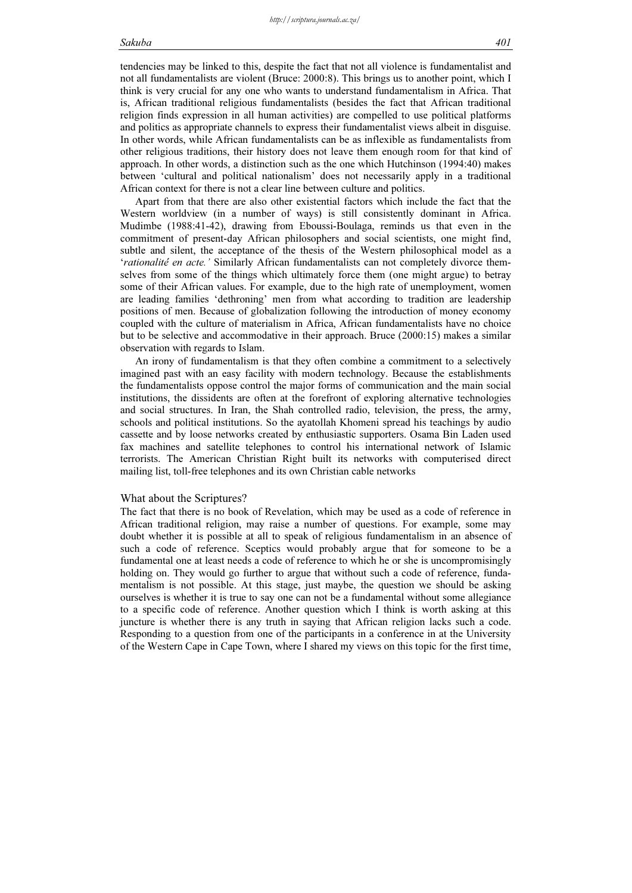tendencies may be linked to this, despite the fact that not all violence is fundamentalist and not all fundamentalists are violent (Bruce: 2000:8). This brings us to another point, which I think is very crucial for any one who wants to understand fundamentalism in Africa. That is, African traditional religious fundamentalists (besides the fact that African traditional religion finds expression in all human activities) are compelled to use political platforms and politics as appropriate channels to express their fundamentalist views albeit in disguise. In other words, while African fundamentalists can be as inflexible as fundamentalists from other religious traditions, their history does not leave them enough room for that kind of approach. In other words, a distinction such as the one which Hutchinson (1994:40) makes between 'cultural and political nationalism' does not necessarily apply in a traditional African context for there is not a clear line between culture and politics.

Apart from that there are also other existential factors which include the fact that the Western worldview (in a number of ways) is still consistently dominant in Africa. Mudimbe (1988:41-42), drawing from Eboussi-Boulaga, reminds us that even in the commitment of present-day African philosophers and social scientists, one might find, subtle and silent, the acceptance of the thesis of the Western philosophical model as a '*rationalité en acte.'* Similarly African fundamentalists can not completely divorce themselves from some of the things which ultimately force them (one might argue) to betray some of their African values. For example, due to the high rate of unemployment, women are leading families 'dethroning' men from what according to tradition are leadership positions of men. Because of globalization following the introduction of money economy coupled with the culture of materialism in Africa, African fundamentalists have no choice but to be selective and accommodative in their approach. Bruce (2000:15) makes a similar observation with regards to Islam.

An irony of fundamentalism is that they often combine a commitment to a selectively imagined past with an easy facility with modern technology. Because the establishments the fundamentalists oppose control the major forms of communication and the main social institutions, the dissidents are often at the forefront of exploring alternative technologies and social structures. In Iran, the Shah controlled radio, television, the press, the army, schools and political institutions. So the ayatollah Khomeni spread his teachings by audio cassette and by loose networks created by enthusiastic supporters. Osama Bin Laden used fax machines and satellite telephones to control his international network of Islamic terrorists. The American Christian Right built its networks with computerised direct mailing list, toll-free telephones and its own Christian cable networks

## What about the Scriptures?

The fact that there is no book of Revelation, which may be used as a code of reference in African traditional religion, may raise a number of questions. For example, some may doubt whether it is possible at all to speak of religious fundamentalism in an absence of such a code of reference. Sceptics would probably argue that for someone to be a fundamental one at least needs a code of reference to which he or she is uncompromisingly holding on. They would go further to argue that without such a code of reference, fundamentalism is not possible. At this stage, just maybe, the question we should be asking ourselves is whether it is true to say one can not be a fundamental without some allegiance to a specific code of reference. Another question which I think is worth asking at this juncture is whether there is any truth in saying that African religion lacks such a code. Responding to a question from one of the participants in a conference in at the University of the Western Cape in Cape Town, where I shared my views on this topic for the first time,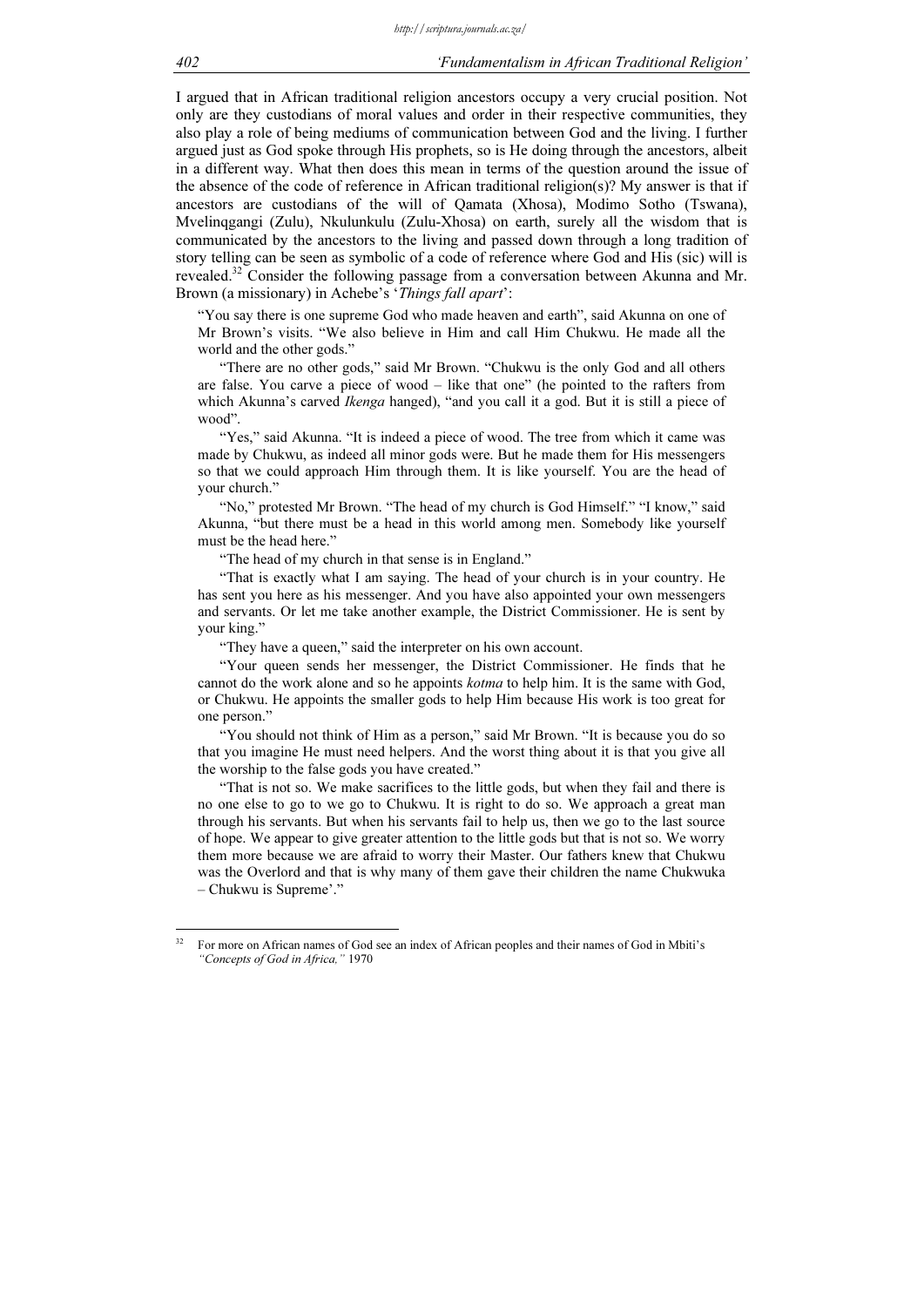I argued that in African traditional religion ancestors occupy a very crucial position. Not only are they custodians of moral values and order in their respective communities, they also play a role of being mediums of communication between God and the living. I further argued just as God spoke through His prophets, so is He doing through the ancestors, albeit in a different way. What then does this mean in terms of the question around the issue of the absence of the code of reference in African traditional religion(s)? My answer is that if ancestors are custodians of the will of Qamata (Xhosa), Modimo Sotho (Tswana), Mvelinqgangi (Zulu), Nkulunkulu (Zulu-Xhosa) on earth, surely all the wisdom that is communicated by the ancestors to the living and passed down through a long tradition of story telling can be seen as symbolic of a code of reference where God and His (sic) will is revealed.[32] Consider the following passage from a conversation between Akunna and Mr. Brown (a missionary) in Achebe's '*Things fall apart*':

> "You say there is one supreme God who made heaven and earth", said Akunna on one of Mr Brown's visits. "We also believe in Him and call Him Chukwu. He made all the world and the other gods."
>
> "There are no other gods," said Mr Brown. "Chukwu is the only God and all others are false. You carve a piece of wood – like that one" (he pointed to the rafters from which Akunna's carved *Ikenga* hanged), "and you call it a god. But it is still a piece of wood".
>
> "Yes," said Akunna. "It is indeed a piece of wood. The tree from which it came was made by Chukwu, as indeed all minor gods were. But he made them for His messengers so that we could approach Him through them. It is like yourself. You are the head of your church."
>
> "No," protested Mr Brown. "The head of my church is God Himself." "I know," said Akunna, "but there must be a head in this world among men. Somebody like yourself must be the head here."
>
> "The head of my church in that sense is in England."
>
> "That is exactly what I am saying. The head of your church is in your country. He has sent you here as his messenger. And you have also appointed your own messengers and servants. Or let me take another example, the District Commissioner. He is sent by your king."
>
> "They have a queen," said the interpreter on his own account.
>
> "Your queen sends her messenger, the District Commissioner. He finds that he cannot do the work alone and so he appoints *kotma* to help him. It is the same with God, or Chukwu. He appoints the smaller gods to help Him because His work is too great for one person."
>
> "You should not think of Him as a person," said Mr Brown. "It is because you do so that you imagine He must need helpers. And the worst thing about it is that you give all the worship to the false gods you have created."
>
> "That is not so. We make sacrifices to the little gods, but when they fail and there is no one else to go to we go to Chukwu. It is right to do so. We approach a great man through his servants. But when his servants fail to help us, then we go to the last source of hope. We appear to give greater attention to the little gods but that is not so. We worry them more because we are afraid to worry their Master. Our fathers knew that Chukwu was the Overlord and that is why many of them gave their children the name Chukwuka – Chukwu is Supreme'."

---

[32] For more on African names of God see an index of African peoples and their names of God in Mbiti's *"Concepts of God in Africa,"* 1970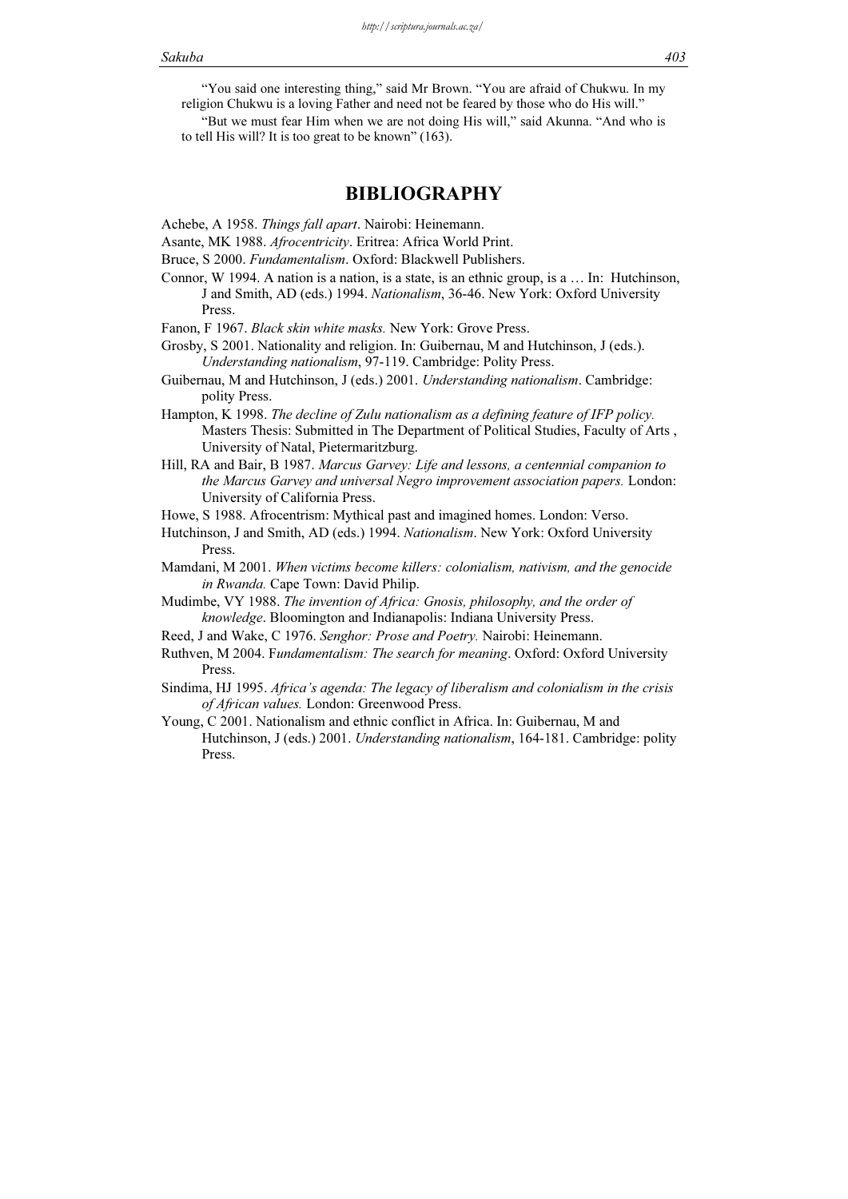"You said one interesting thing," said Mr Brown. "You are afraid of Chukwu. In my religion Chukwu is a loving Father and need not be feared by those who do His will."

"But we must fear Him when we are not doing His will," said Akunna. "And who is to tell His will? It is too great to be known" (163).

# BIBLIOGRAPHY

Achebe, A 1958. *Things fall apart*. Nairobi: Heinemann.

Asante, MK 1988. *Afrocentricity*. Eritrea: Africa World Print.

Bruce, S 2000. *Fundamentalism*. Oxford: Blackwell Publishers.

Connor, W 1994. A nation is a nation, is a state, is an ethnic group, is a … In: Hutchinson, J and Smith, AD (eds.) 1994. *Nationalism*, 36-46. New York: Oxford University Press.

Fanon, F 1967. *Black skin white masks.* New York: Grove Press.

Grosby, S 2001. Nationality and religion. In: Guibernau, M and Hutchinson, J (eds.). *Understanding nationalism*, 97-119. Cambridge: Polity Press.

Guibernau, M and Hutchinson, J (eds.) 2001. *Understanding nationalism*. Cambridge: polity Press.

Hampton, K 1998. *The decline of Zulu nationalism as a defining feature of IFP policy.* Masters Thesis: Submitted in The Department of Political Studies, Faculty of Arts , University of Natal, Pietermaritzburg.

Hill, RA and Bair, B 1987. *Marcus Garvey: Life and lessons, a centennial companion to the Marcus Garvey and universal Negro improvement association papers.* London: University of California Press.

Howe, S 1988. Afrocentrism: Mythical past and imagined homes. London: Verso.

Hutchinson, J and Smith, AD (eds.) 1994. *Nationalism*. New York: Oxford University Press.

Mamdani, M 2001. *When victims become killers: colonialism, nativism, and the genocide in Rwanda.* Cape Town: David Philip.

Mudimbe, VY 1988. *The invention of Africa: Gnosis, philosophy, and the order of knowledge*. Bloomington and Indianapolis: Indiana University Press.

Reed, J and Wake, C 1976. *Senghor: Prose and Poetry.* Nairobi: Heinemann.

Ruthven, M 2004. F*undamentalism: The search for meaning*. Oxford: Oxford University Press.

Sindima, HJ 1995. *Africa's agenda: The legacy of liberalism and colonialism in the crisis of African values.* London: Greenwood Press.

Young, C 2001. Nationalism and ethnic conflict in Africa. In: Guibernau, M and Hutchinson, J (eds.) 2001. *Understanding nationalism*, 164-181. Cambridge: polity Press.